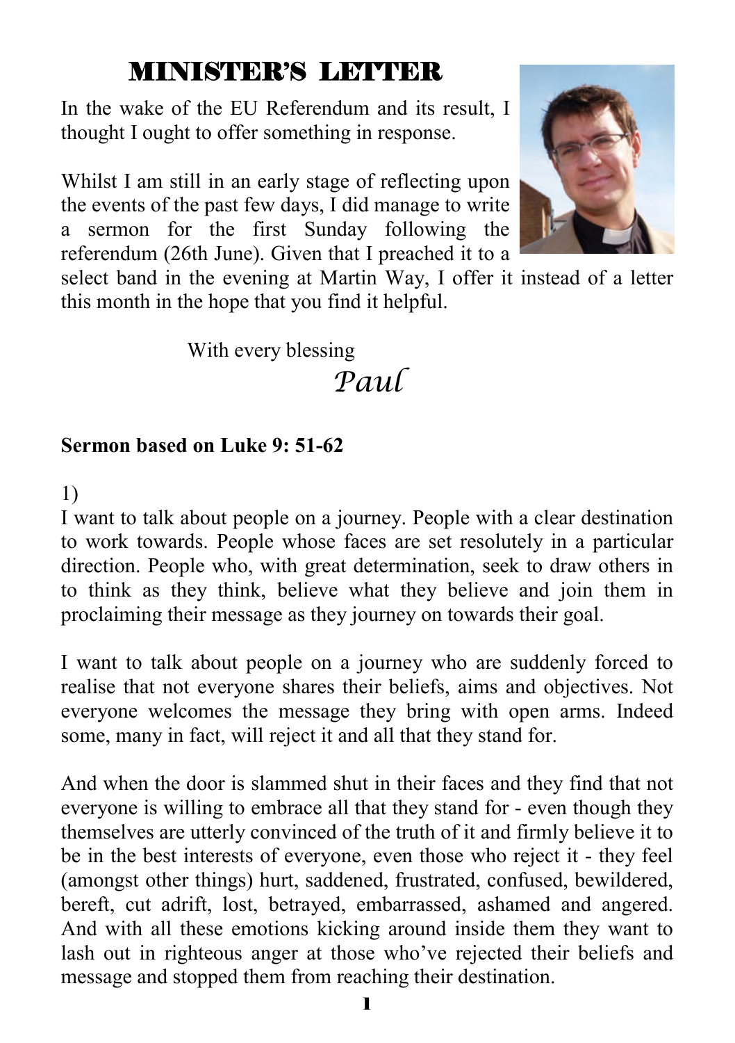# MINISTER'S LETTER

In the wake of the EU Referendum and its result, I thought I ought to offer something in response.

Whilst I am still in an early stage of reflecting upon the events of the past few days, I did manage to write a sermon for the first Sunday following the referendum (26th June). Given that I preached it to a select band in the evening at Martin Way, I offer it instead of a letter this month in the hope that you find it helpful.

With every blessing

*Paul*

**Sermon based on Luke 9: 51-62**

1)

I want to talk about people on a journey. People with a clear destination to work towards. People whose faces are set resolutely in a particular direction. People who, with great determination, seek to draw others in to think as they think, believe what they believe and join them in proclaiming their message as they journey on towards their goal.

I want to talk about people on a journey who are suddenly forced to realise that not everyone shares their beliefs, aims and objectives. Not everyone welcomes the message they bring with open arms. Indeed some, many in fact, will reject it and all that they stand for.

And when the door is slammed shut in their faces and they find that not everyone is willing to embrace all that they stand for - even though they themselves are utterly convinced of the truth of it and firmly believe it to be in the best interests of everyone, even those who reject it - they feel (amongst other things) hurt, saddened, frustrated, confused, bewildered, bereft, cut adrift, lost, betrayed, embarrassed, ashamed and angered. And with all these emotions kicking around inside them they want to lash out in righteous anger at those who've rejected their beliefs and message and stopped them from reaching their destination.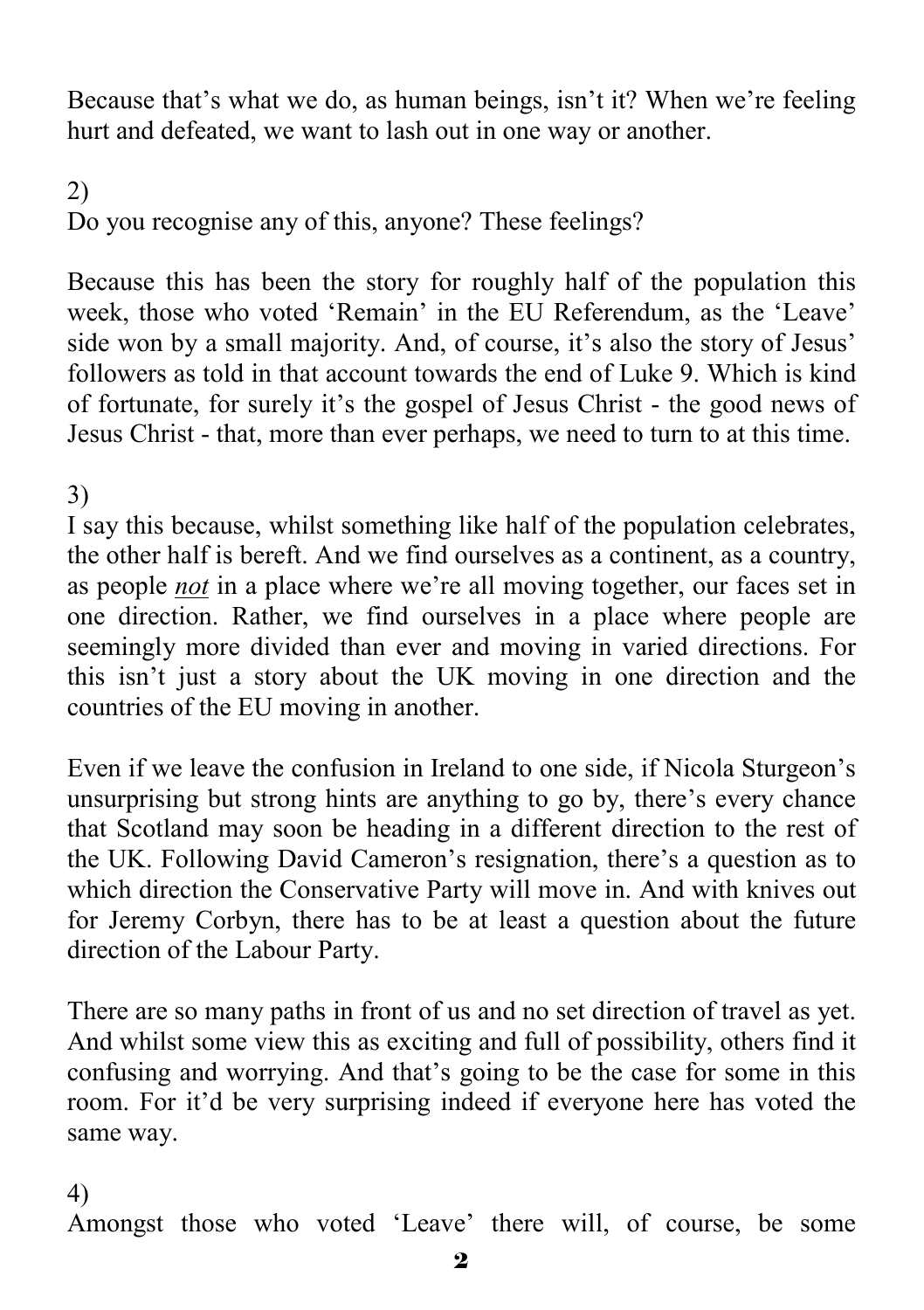Because that's what we do, as human beings, isn't it? When we're feeling hurt and defeated, we want to lash out in one way or another.

2)
Do you recognise any of this, anyone? These feelings?

Because this has been the story for roughly half of the population this week, those who voted 'Remain' in the EU Referendum, as the 'Leave' side won by a small majority. And, of course, it's also the story of Jesus' followers as told in that account towards the end of Luke 9. Which is kind of fortunate, for surely it's the gospel of Jesus Christ - the good news of Jesus Christ - that, more than ever perhaps, we need to turn to at this time.

3)
I say this because, whilst something like half of the population celebrates, the other half is bereft. And we find ourselves as a continent, as a country, as people ***not*** in a place where we're all moving together, our faces set in one direction. Rather, we find ourselves in a place where people are seemingly more divided than ever and moving in varied directions. For this isn't just a story about the UK moving in one direction and the countries of the EU moving in another.

Even if we leave the confusion in Ireland to one side, if Nicola Sturgeon's unsurprising but strong hints are anything to go by, there's every chance that Scotland may soon be heading in a different direction to the rest of the UK. Following David Cameron's resignation, there's a question as to which direction the Conservative Party will move in. And with knives out for Jeremy Corbyn, there has to be at least a question about the future direction of the Labour Party.

There are so many paths in front of us and no set direction of travel as yet. And whilst some view this as exciting and full of possibility, others find it confusing and worrying. And that's going to be the case for some in this room. For it'd be very surprising indeed if everyone here has voted the same way.

4)
Amongst those who voted 'Leave' there will, of course, be some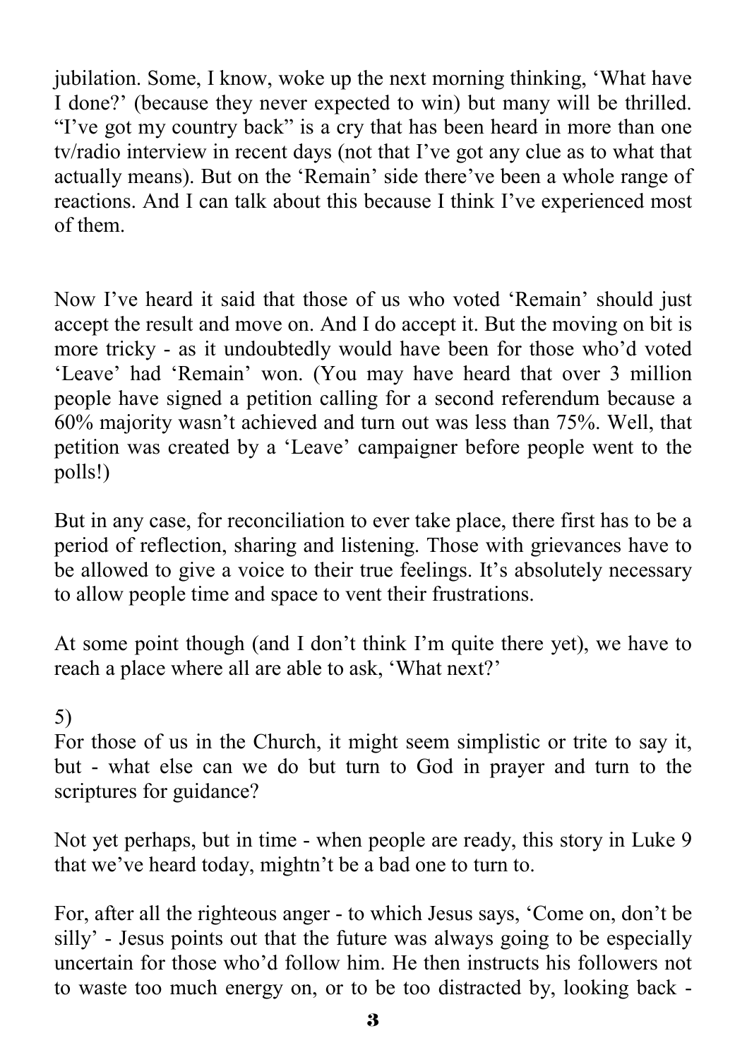jubilation. Some, I know, woke up the next morning thinking, 'What have I done?' (because they never expected to win) but many will be thrilled. "I've got my country back" is a cry that has been heard in more than one tv/radio interview in recent days (not that I've got any clue as to what that actually means). But on the 'Remain' side there've been a whole range of reactions. And I can talk about this because I think I've experienced most of them.

Now I've heard it said that those of us who voted 'Remain' should just accept the result and move on. And I do accept it. But the moving on bit is more tricky - as it undoubtedly would have been for those who'd voted 'Leave' had 'Remain' won. (You may have heard that over 3 million people have signed a petition calling for a second referendum because a 60% majority wasn't achieved and turn out was less than 75%. Well, that petition was created by a 'Leave' campaigner before people went to the polls!)

But in any case, for reconciliation to ever take place, there first has to be a period of reflection, sharing and listening. Those with grievances have to be allowed to give a voice to their true feelings. It's absolutely necessary to allow people time and space to vent their frustrations.

At some point though (and I don't think I'm quite there yet), we have to reach a place where all are able to ask, 'What next?'

5)

For those of us in the Church, it might seem simplistic or trite to say it, but - what else can we do but turn to God in prayer and turn to the scriptures for guidance?

Not yet perhaps, but in time - when people are ready, this story in Luke 9 that we've heard today, mightn't be a bad one to turn to.

For, after all the righteous anger - to which Jesus says, 'Come on, don't be silly' - Jesus points out that the future was always going to be especially uncertain for those who'd follow him. He then instructs his followers not to waste too much energy on, or to be too distracted by, looking back -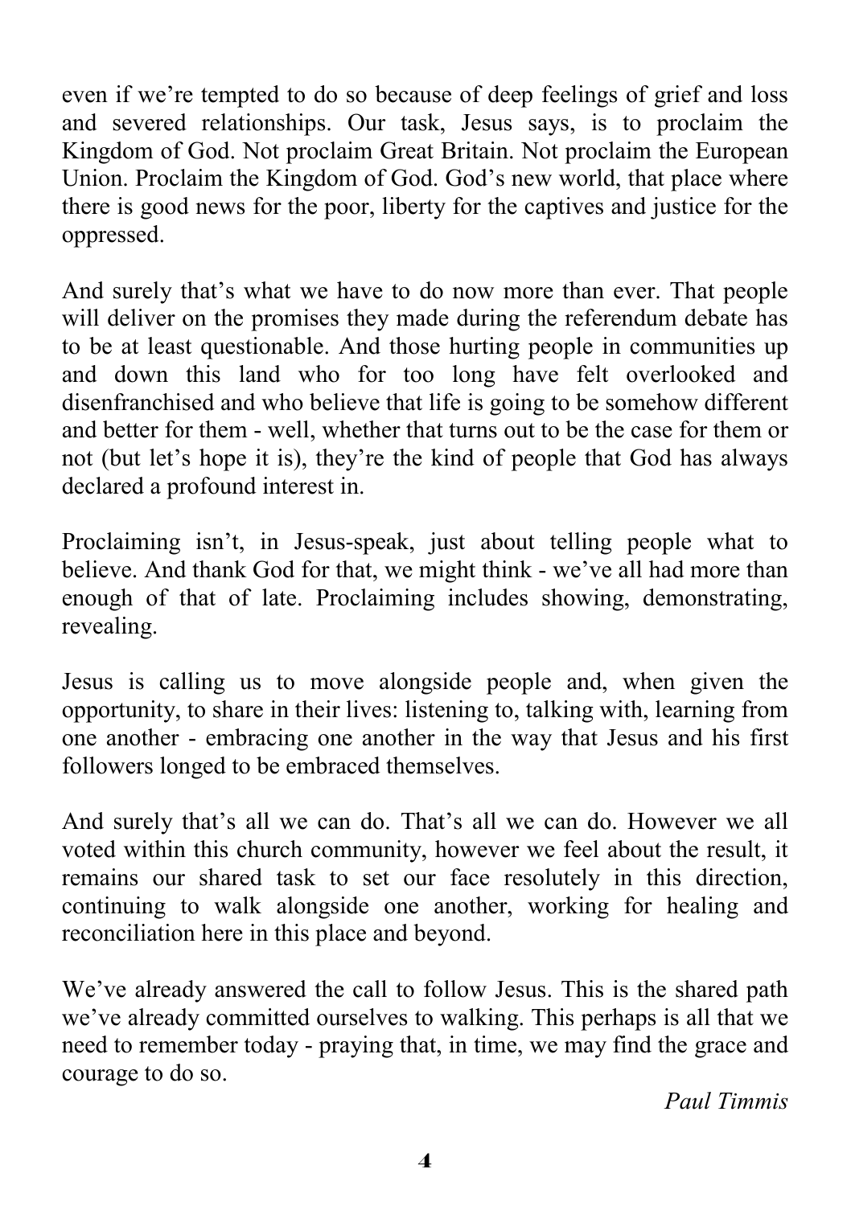even if we're tempted to do so because of deep feelings of grief and loss and severed relationships. Our task, Jesus says, is to proclaim the Kingdom of God. Not proclaim Great Britain. Not proclaim the European Union. Proclaim the Kingdom of God. God's new world, that place where there is good news for the poor, liberty for the captives and justice for the oppressed.

And surely that's what we have to do now more than ever. That people will deliver on the promises they made during the referendum debate has to be at least questionable. And those hurting people in communities up and down this land who for too long have felt overlooked and disenfranchised and who believe that life is going to be somehow different and better for them - well, whether that turns out to be the case for them or not (but let's hope it is), they're the kind of people that God has always declared a profound interest in.

Proclaiming isn't, in Jesus-speak, just about telling people what to believe. And thank God for that, we might think - we've all had more than enough of that of late. Proclaiming includes showing, demonstrating, revealing.

Jesus is calling us to move alongside people and, when given the opportunity, to share in their lives: listening to, talking with, learning from one another - embracing one another in the way that Jesus and his first followers longed to be embraced themselves.

And surely that's all we can do. That's all we can do. However we all voted within this church community, however we feel about the result, it remains our shared task to set our face resolutely in this direction, continuing to walk alongside one another, working for healing and reconciliation here in this place and beyond.

We've already answered the call to follow Jesus. This is the shared path we've already committed ourselves to walking. This perhaps is all that we need to remember today - praying that, in time, we may find the grace and courage to do so.

*Paul Timmis*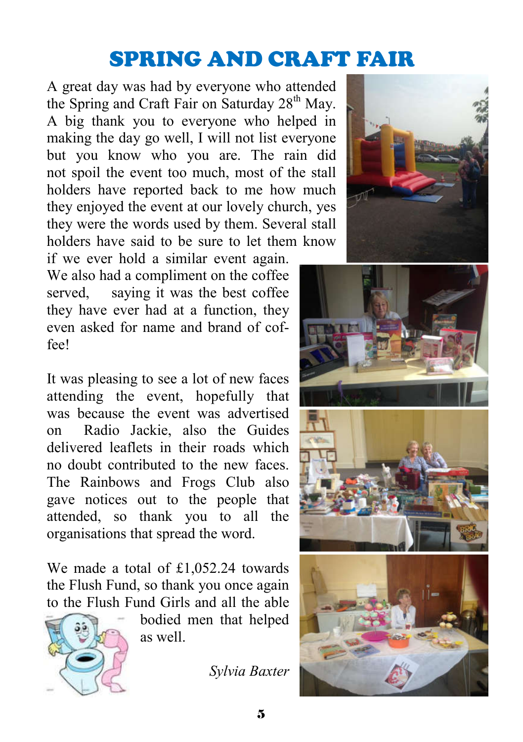# SPRING AND CRAFT FAIR

A great day was had by everyone who attended the Spring and Craft Fair on Saturday 28th May. A big thank you to everyone who helped in making the day go well, I will not list everyone but you know who you are. The rain did not spoil the event too much, most of the stall holders have reported back to me how much they enjoyed the event at our lovely church, yes they were the words used by them. Several stall holders have said to be sure to let them know if we ever hold a similar event again. We also had a compliment on the coffee served, saying it was the best coffee they have ever had at a function, they even asked for name and brand of coffee!

It was pleasing to see a lot of new faces attending the event, hopefully that was because the event was advertised on Radio Jackie, also the Guides delivered leaflets in their roads which no doubt contributed to the new faces. The Rainbows and Frogs Club also gave notices out to the people that attended, so thank you to all the organisations that spread the word.

We made a total of £1,052.24 towards the Flush Fund, so thank you once again to the Flush Fund Girls and all the able bodied men that helped as well.

*Sylvia Baxter*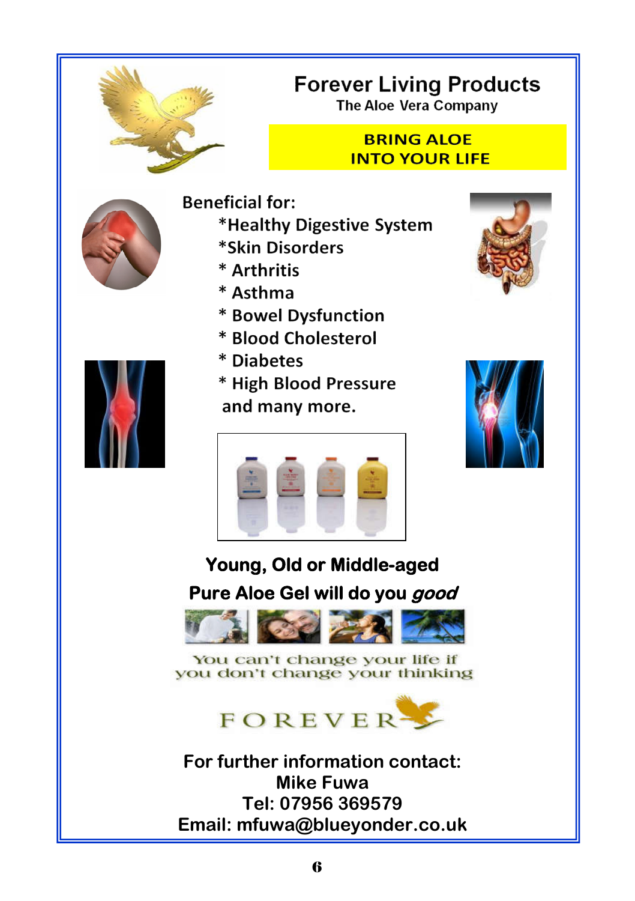# Forever Living Products

The Aloe Vera Company

**BRING ALOE INTO YOUR LIFE**

**Beneficial for:**

- *Healthy Digestive System
- *Skin Disorders
- * Arthritis
- * Asthma
- * Bowel Dysfunction
- * Blood Cholesterol
- * Diabetes
- * High Blood Pressure

and many more.

**Young, Old or Middle-aged**

**Pure Aloe Gel will do you *good***

You can't change your life if you don't change your thinking

FOREVER

**For further information contact:**
**Mike Fuwa**
**Tel: 07956 369579**
**Email: mfuwa@blueyonder.co.uk**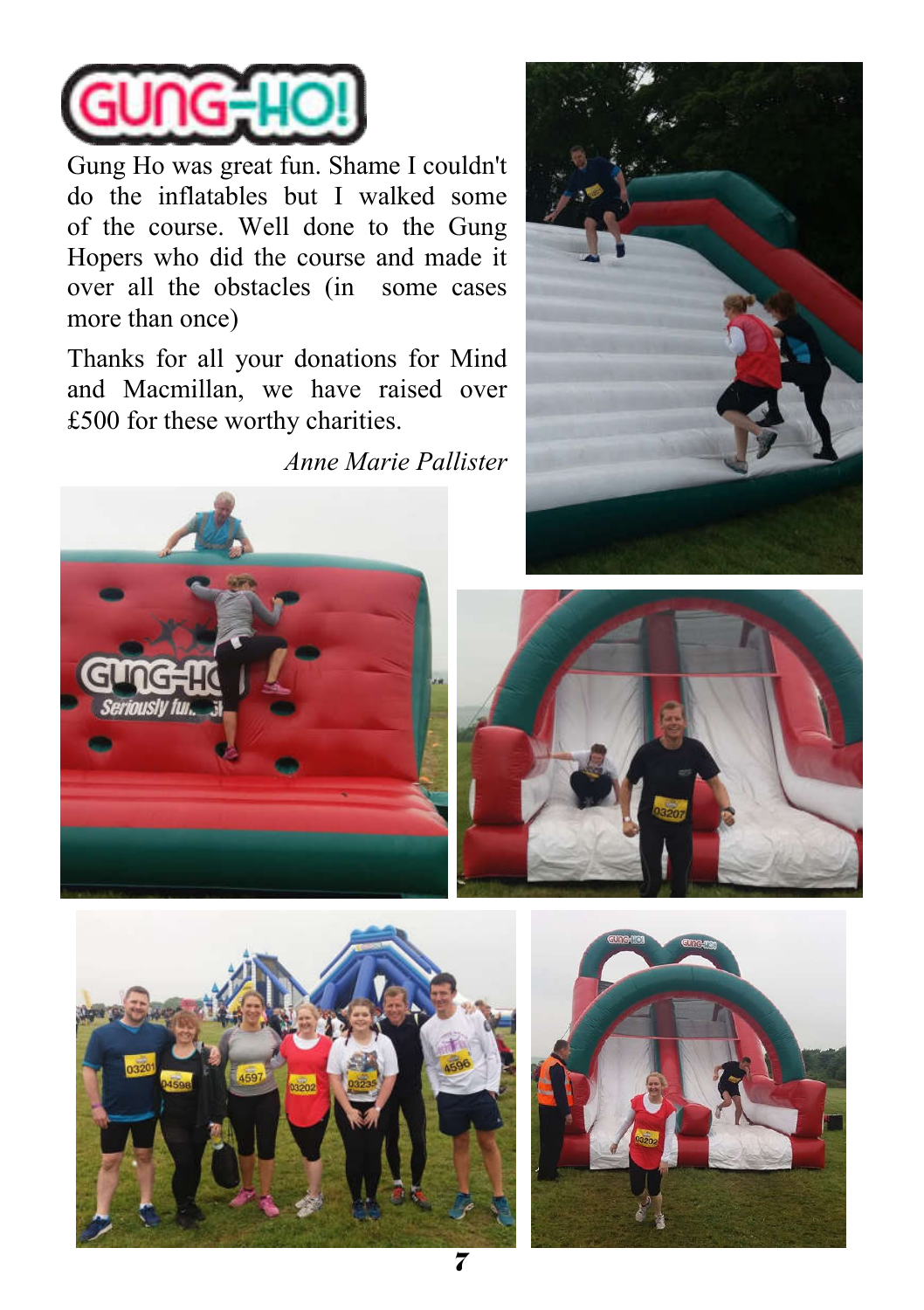# GUNG-HO!

Gung Ho was great fun. Shame I couldn't do the inflatables but I walked some of the course. Well done to the Gung Hopers who did the course and made it over all the obstacles (in some cases more than once)

Thanks for all your donations for Mind and Macmillan, we have raised over £500 for these worthy charities.

*Anne Marie Pallister*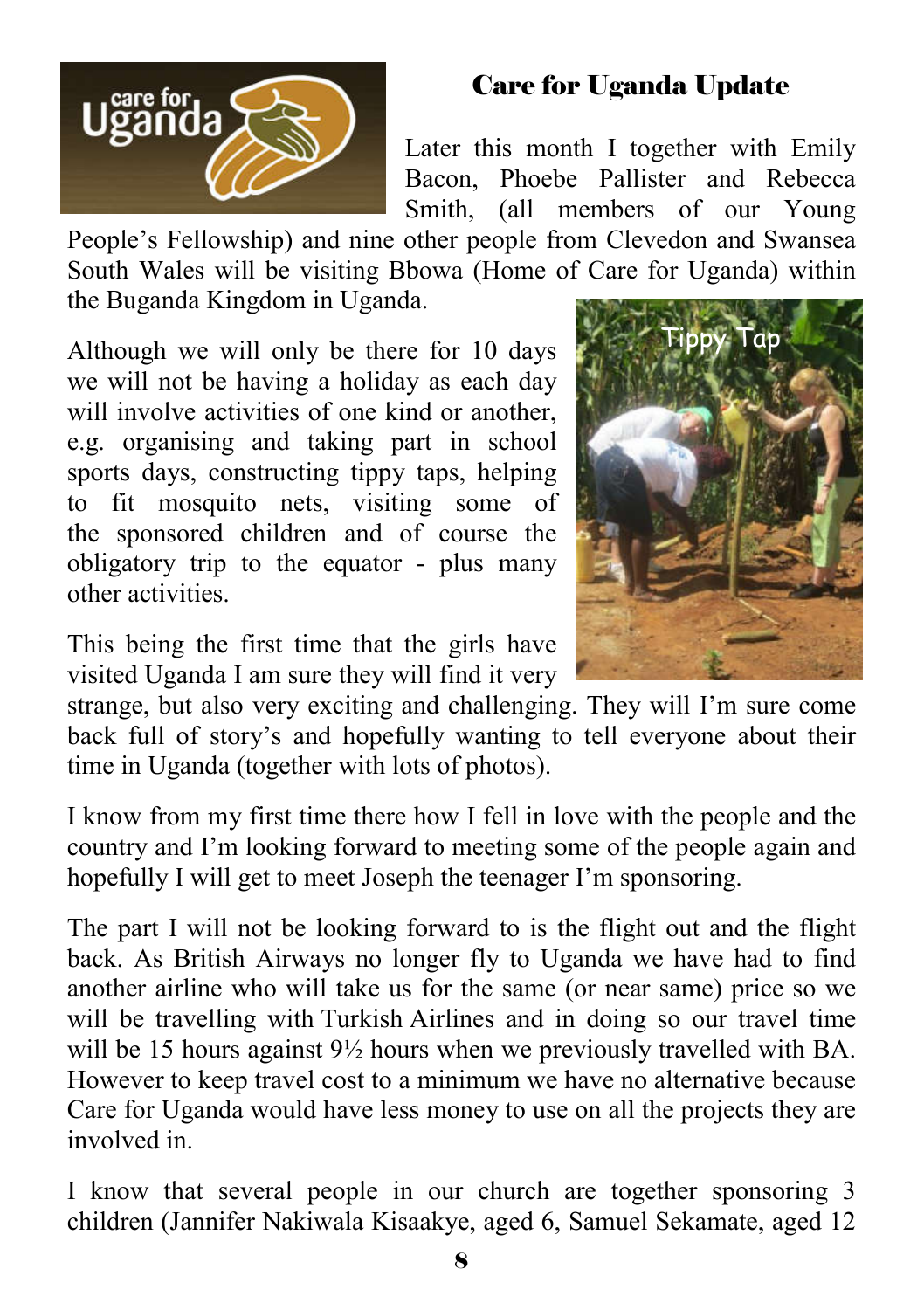## Care for Uganda Update

Later this month I together with Emily Bacon, Phoebe Pallister and Rebecca Smith, (all members of our Young People's Fellowship) and nine other people from Clevedon and Swansea South Wales will be visiting Bbowa (Home of Care for Uganda) within the Buganda Kingdom in Uganda.

Although we will only be there for 10 days we will not be having a holiday as each day will involve activities of one kind or another, e.g. organising and taking part in school sports days, constructing tippy taps, helping to fit mosquito nets, visiting some of the sponsored children and of course the obligatory trip to the equator - plus many other activities.

This being the first time that the girls have visited Uganda I am sure they will find it very strange, but also very exciting and challenging. They will I'm sure come back full of story's and hopefully wanting to tell everyone about their time in Uganda (together with lots of photos).

I know from my first time there how I fell in love with the people and the country and I'm looking forward to meeting some of the people again and hopefully I will get to meet Joseph the teenager I'm sponsoring.

The part I will not be looking forward to is the flight out and the flight back. As British Airways no longer fly to Uganda we have had to find another airline who will take us for the same (or near same) price so we will be travelling with Turkish Airlines and in doing so our travel time will be 15 hours against 9½ hours when we previously travelled with BA. However to keep travel cost to a minimum we have no alternative because Care for Uganda would have less money to use on all the projects they are involved in.

I know that several people in our church are together sponsoring 3 children (Jannifer Nakiwala Kisaakye, aged 6, Samuel Sekamate, aged 12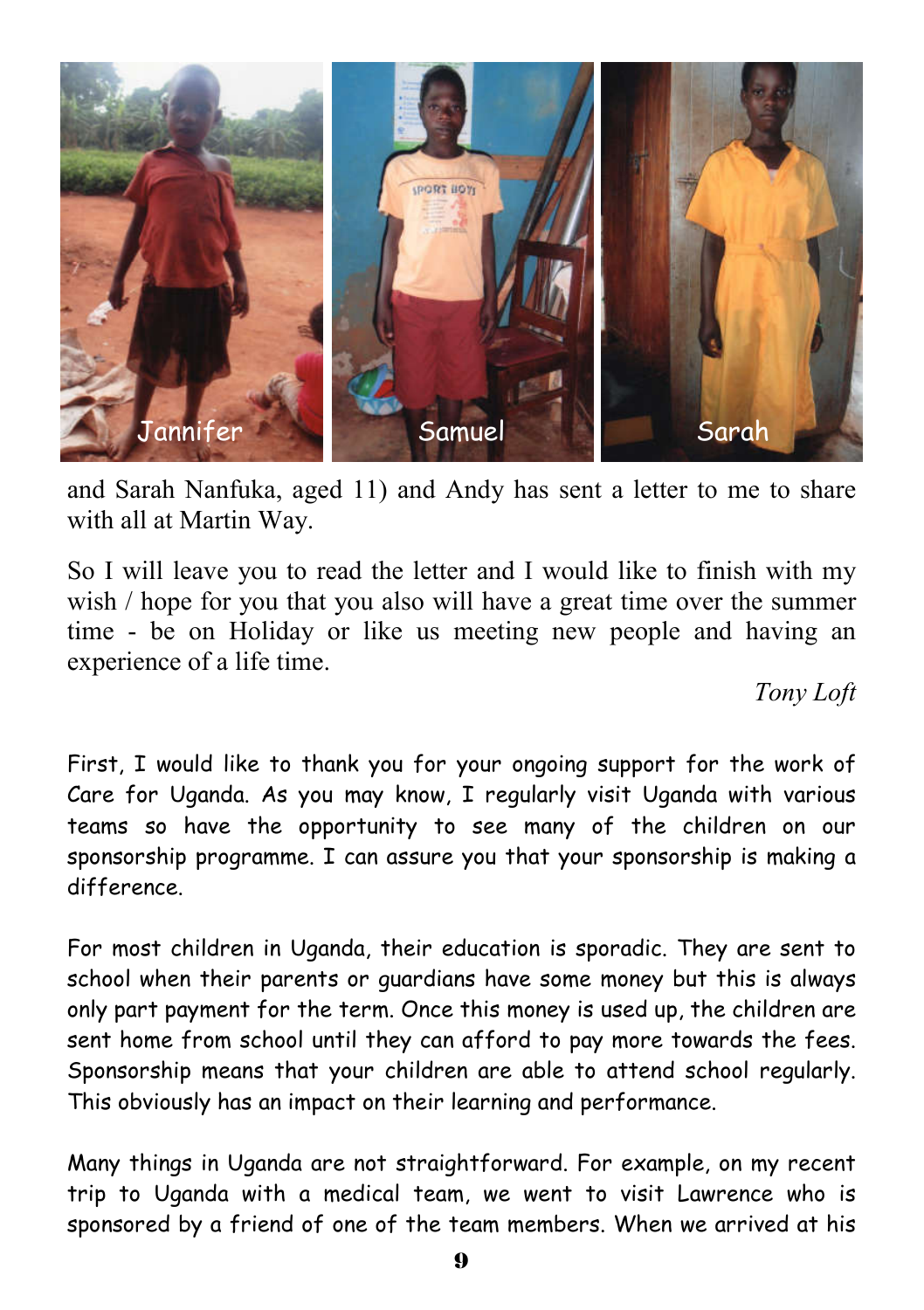Jannifer

Samuel

Sarah

and Sarah Nanfuka, aged 11) and Andy has sent a letter to me to share with all at Martin Way.

So I will leave you to read the letter and I would like to finish with my wish / hope for you that you also will have a great time over the summer time - be on Holiday or like us meeting new people and having an experience of a life time.

*Tony Loft*

First, I would like to thank you for your ongoing support for the work of Care for Uganda. As you may know, I regularly visit Uganda with various teams so have the opportunity to see many of the children on our sponsorship programme. I can assure you that your sponsorship is making a difference.

For most children in Uganda, their education is sporadic. They are sent to school when their parents or guardians have some money but this is always only part payment for the term. Once this money is used up, the children are sent home from school until they can afford to pay more towards the fees. Sponsorship means that your children are able to attend school regularly. This obviously has an impact on their learning and performance.

Many things in Uganda are not straightforward. For example, on my recent trip to Uganda with a medical team, we went to visit Lawrence who is sponsored by a friend of one of the team members. When we arrived at his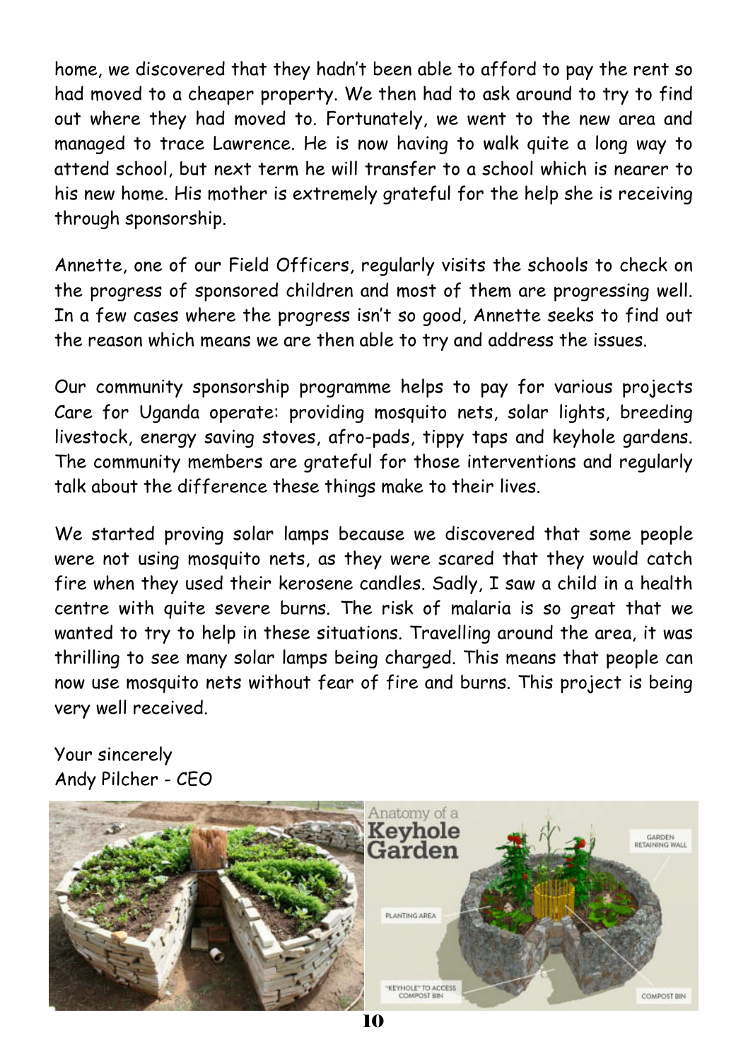home, we discovered that they hadn't been able to afford to pay the rent so had moved to a cheaper property. We then had to ask around to try to find out where they had moved to. Fortunately, we went to the new area and managed to trace Lawrence. He is now having to walk quite a long way to attend school, but next term he will transfer to a school which is nearer to his new home. His mother is extremely grateful for the help she is receiving through sponsorship.

Annette, one of our Field Officers, regularly visits the schools to check on the progress of sponsored children and most of them are progressing well. In a few cases where the progress isn't so good, Annette seeks to find out the reason which means we are then able to try and address the issues.

Our community sponsorship programme helps to pay for various projects Care for Uganda operate: providing mosquito nets, solar lights, breeding livestock, energy saving stoves, afro-pads, tippy taps and keyhole gardens. The community members are grateful for those interventions and regularly talk about the difference these things make to their lives.

We started proving solar lamps because we discovered that some people were not using mosquito nets, as they were scared that they would catch fire when they used their kerosene candles. Sadly, I saw a child in a health centre with quite severe burns. The risk of malaria is so great that we wanted to try to help in these situations. Travelling around the area, it was thrilling to see many solar lamps being charged. This means that people can now use mosquito nets without fear of fire and burns. This project is being very well received.

Your sincerely
Andy Pilcher - CEO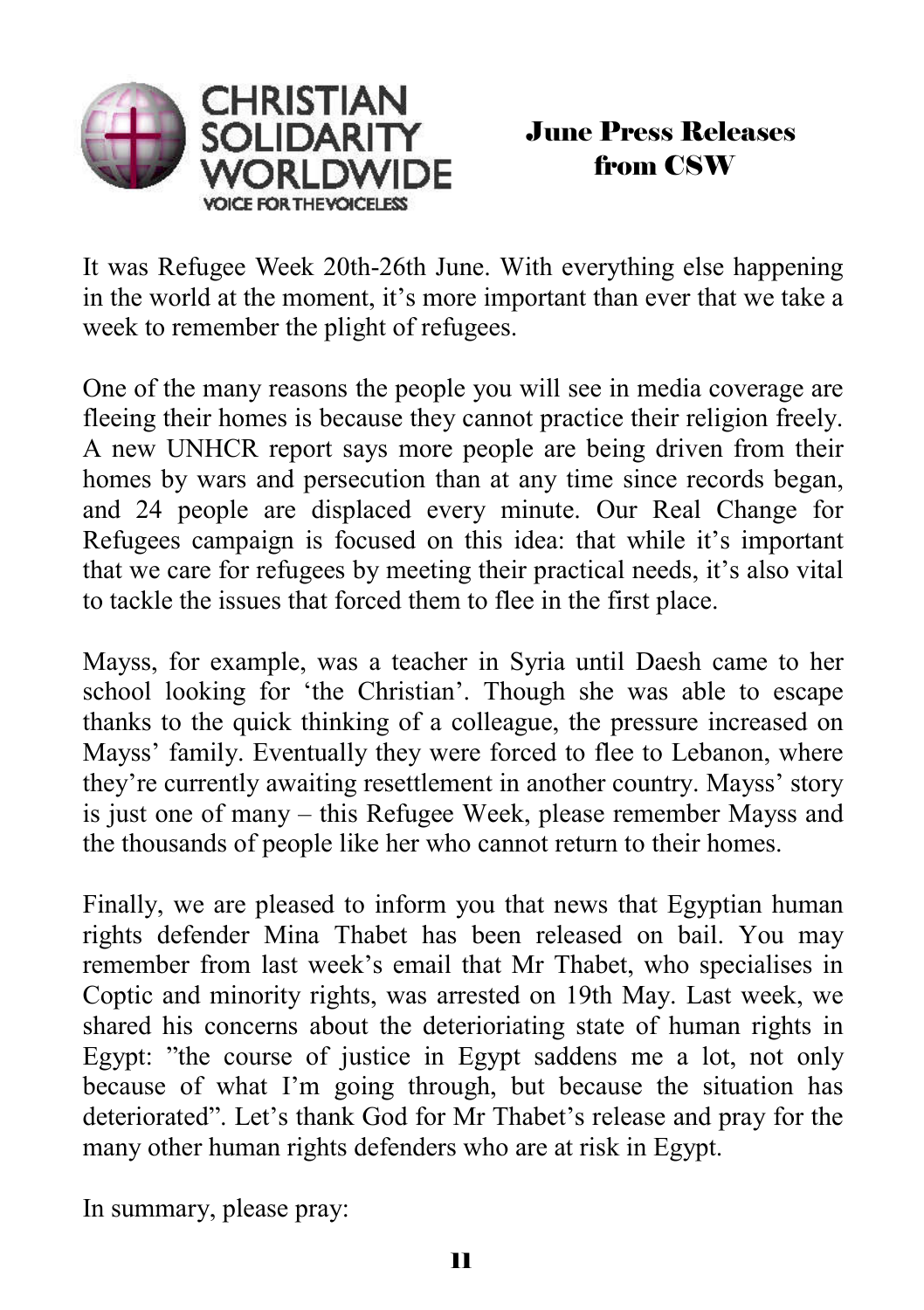CHRISTIAN SOLIDARITY WORLDWIDE

VOICE FOR THE VOICELESS

## June Press Releases from CSW

It was Refugee Week 20th-26th June. With everything else happening in the world at the moment, it's more important than ever that we take a week to remember the plight of refugees.

One of the many reasons the people you will see in media coverage are fleeing their homes is because they cannot practice their religion freely. A new UNHCR report says more people are being driven from their homes by wars and persecution than at any time since records began, and 24 people are displaced every minute. Our Real Change for Refugees campaign is focused on this idea: that while it's important that we care for refugees by meeting their practical needs, it's also vital to tackle the issues that forced them to flee in the first place.

Mayss, for example, was a teacher in Syria until Daesh came to her school looking for 'the Christian'. Though she was able to escape thanks to the quick thinking of a colleague, the pressure increased on Mayss' family. Eventually they were forced to flee to Lebanon, where they're currently awaiting resettlement in another country. Mayss' story is just one of many – this Refugee Week, please remember Mayss and the thousands of people like her who cannot return to their homes.

Finally, we are pleased to inform you that news that Egyptian human rights defender Mina Thabet has been released on bail. You may remember from last week's email that Mr Thabet, who specialises in Coptic and minority rights, was arrested on 19th May. Last week, we shared his concerns about the deterioriating state of human rights in Egypt: "the course of justice in Egypt saddens me a lot, not only because of what I'm going through, but because the situation has deteriorated". Let's thank God for Mr Thabet's release and pray for the many other human rights defenders who are at risk in Egypt.

In summary, please pray: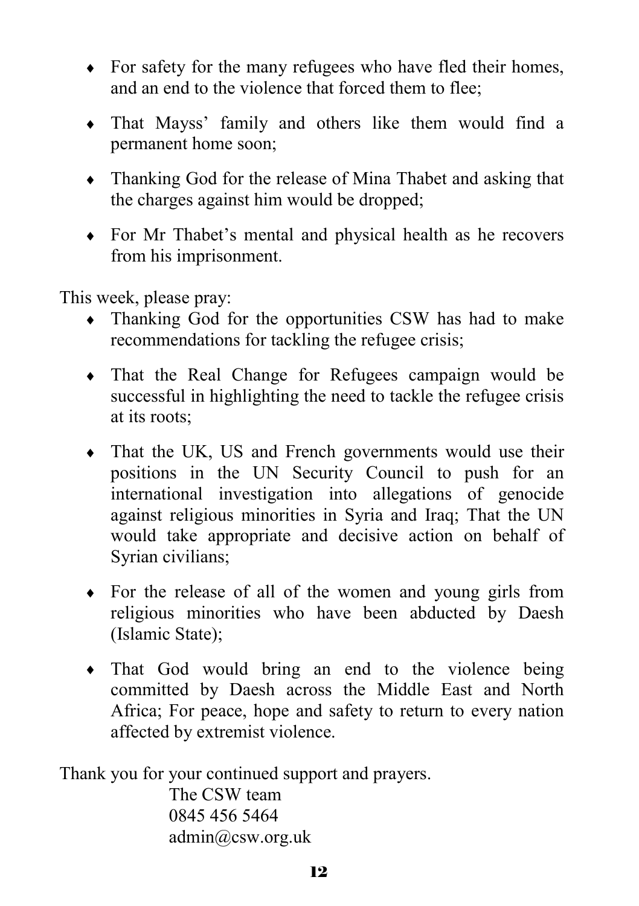- For safety for the many refugees who have fled their homes, and an end to the violence that forced them to flee;
- That Mayss' family and others like them would find a permanent home soon;
- Thanking God for the release of Mina Thabet and asking that the charges against him would be dropped;
- For Mr Thabet's mental and physical health as he recovers from his imprisonment.

This week, please pray:

- Thanking God for the opportunities CSW has had to make recommendations for tackling the refugee crisis;
- That the Real Change for Refugees campaign would be successful in highlighting the need to tackle the refugee crisis at its roots;
- That the UK, US and French governments would use their positions in the UN Security Council to push for an international investigation into allegations of genocide against religious minorities in Syria and Iraq; That the UN would take appropriate and decisive action on behalf of Syrian civilians;
- For the release of all of the women and young girls from religious minorities who have been abducted by Daesh (Islamic State);
- That God would bring an end to the violence being committed by Daesh across the Middle East and North Africa; For peace, hope and safety to return to every nation affected by extremist violence.

Thank you for your continued support and prayers.

The CSW team
0845 456 5464
admin@csw.org.uk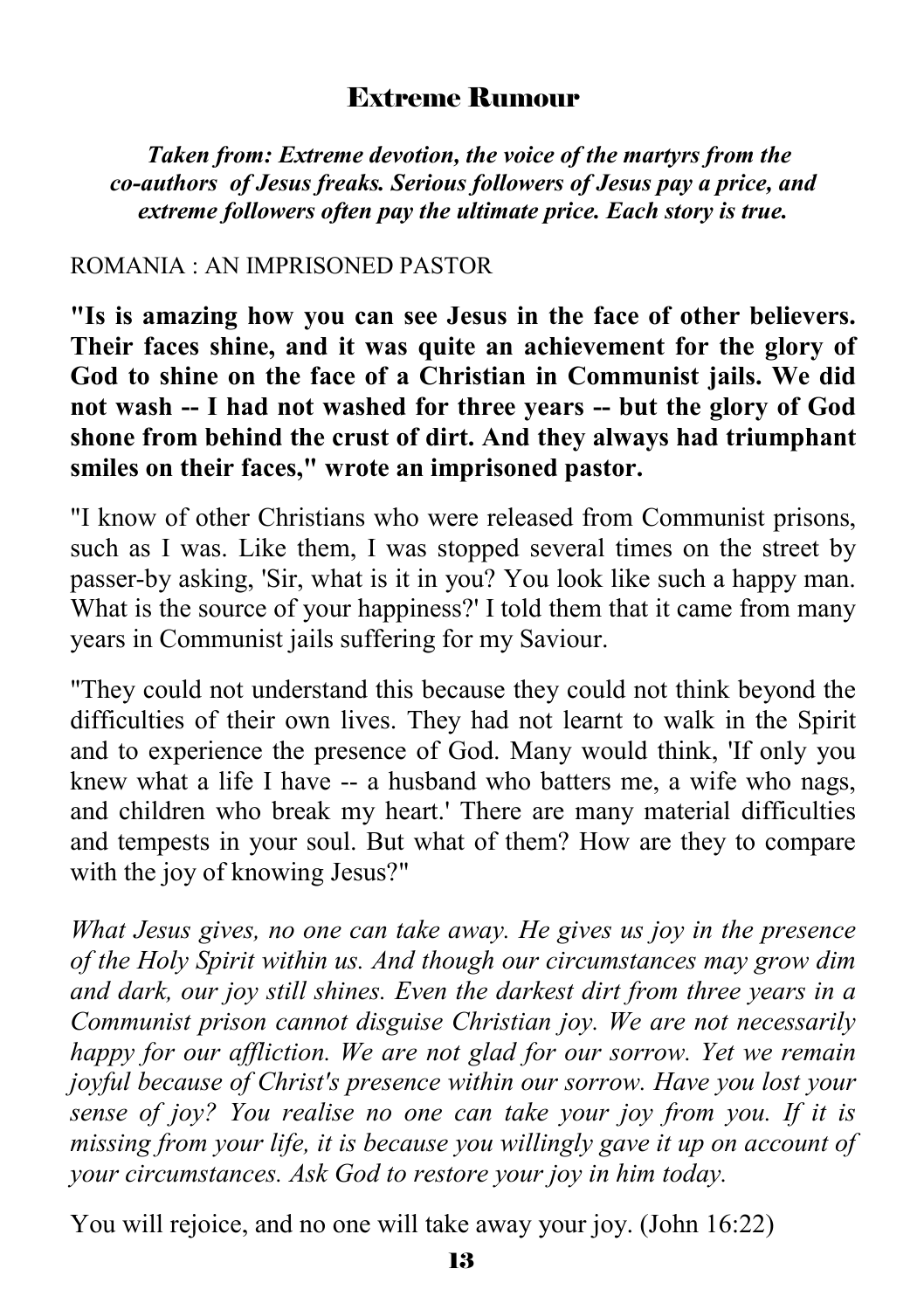## Extreme Rumour

***Taken from: Extreme devotion, the voice of the martyrs from the co-authors of Jesus freaks. Serious followers of Jesus pay a price, and extreme followers often pay the ultimate price. Each story is true.***

ROMANIA : AN IMPRISONED PASTOR

**"Is is amazing how you can see Jesus in the face of other believers. Their faces shine, and it was quite an achievement for the glory of God to shine on the face of a Christian in Communist jails. We did not wash -- I had not washed for three years -- but the glory of God shone from behind the crust of dirt. And they always had triumphant smiles on their faces," wrote an imprisoned pastor.**

"I know of other Christians who were released from Communist prisons, such as I was. Like them, I was stopped several times on the street by passer-by asking, 'Sir, what is it in you? You look like such a happy man. What is the source of your happiness?' I told them that it came from many years in Communist jails suffering for my Saviour.

"They could not understand this because they could not think beyond the difficulties of their own lives. They had not learnt to walk in the Spirit and to experience the presence of God. Many would think, 'If only you knew what a life I have -- a husband who batters me, a wife who nags, and children who break my heart.' There are many material difficulties and tempests in your soul. But what of them? How are they to compare with the joy of knowing Jesus?"

*What Jesus gives, no one can take away. He gives us joy in the presence of the Holy Spirit within us. And though our circumstances may grow dim and dark, our joy still shines. Even the darkest dirt from three years in a Communist prison cannot disguise Christian joy. We are not necessarily happy for our affliction. We are not glad for our sorrow. Yet we remain joyful because of Christ's presence within our sorrow. Have you lost your sense of joy? You realise no one can take your joy from you. If it is missing from your life, it is because you willingly gave it up on account of your circumstances. Ask God to restore your joy in him today.*

You will rejoice, and no one will take away your joy. (John 16:22)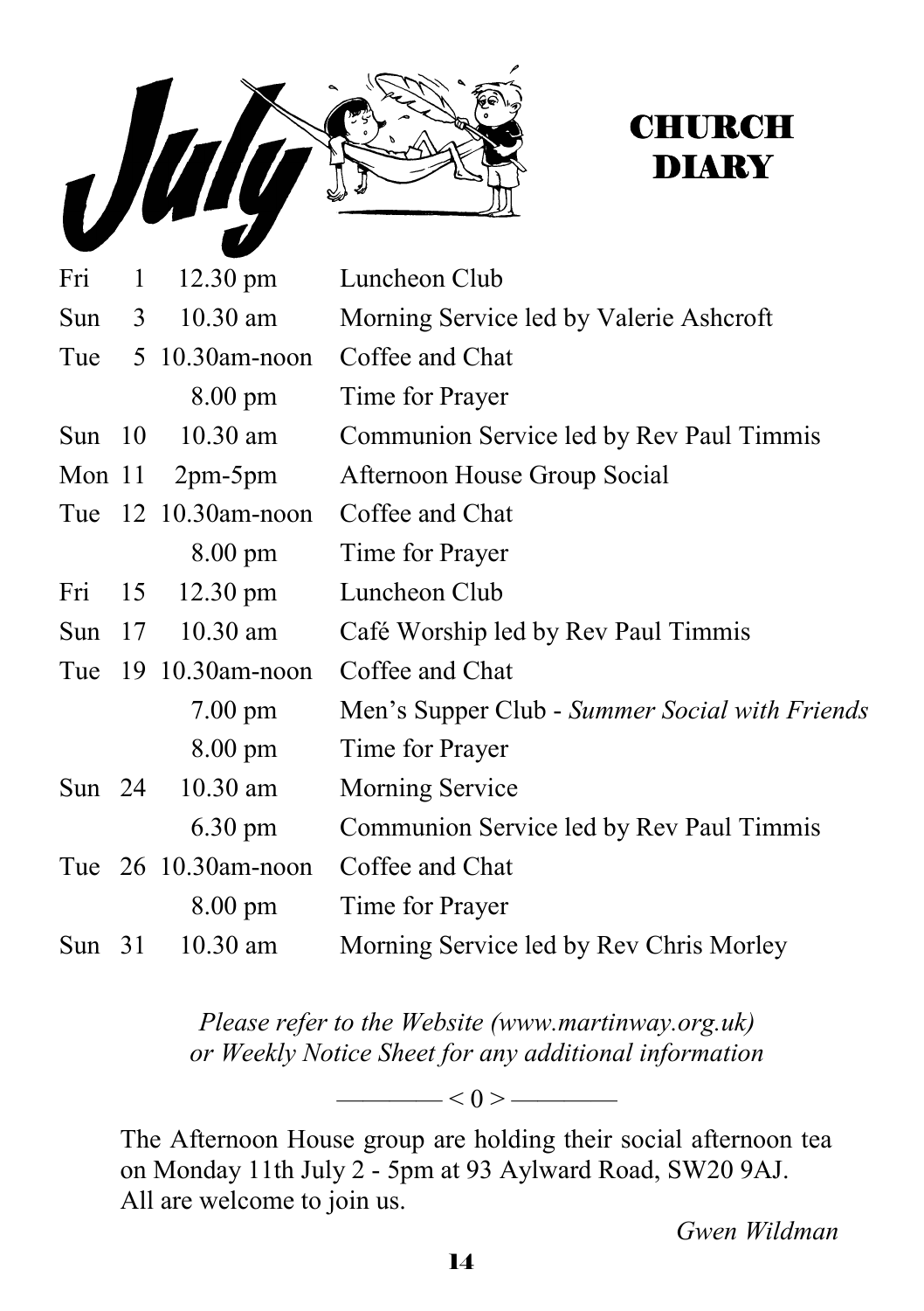# July CHURCH DIARY

| Day | Date | Time | Event |
|---|---|---|---|
| Fri | 1 | 12.30 pm | Luncheon Club |
| Sun | 3 | 10.30 am | Morning Service led by Valerie Ashcroft |
| Tue | 5 | 10.30am-noon | Coffee and Chat |
| | | 8.00 pm | Time for Prayer |
| Sun | 10 | 10.30 am | Communion Service led by Rev Paul Timmis |
| Mon | 11 | 2pm-5pm | Afternoon House Group Social |
| Tue | 12 | 10.30am-noon | Coffee and Chat |
| | | 8.00 pm | Time for Prayer |
| Fri | 15 | 12.30 pm | Luncheon Club |
| Sun | 17 | 10.30 am | Café Worship led by Rev Paul Timmis |
| Tue | 19 | 10.30am-noon | Coffee and Chat |
| | | 7.00 pm | Men's Supper Club - *Summer Social with Friends* |
| | | 8.00 pm | Time for Prayer |
| Sun | 24 | 10.30 am | Morning Service |
| | | 6.30 pm | Communion Service led by Rev Paul Timmis |
| Tue | 26 | 10.30am-noon | Coffee and Chat |
| | | 8.00 pm | Time for Prayer |
| Sun | 31 | 10.30 am | Morning Service led by Rev Chris Morley |

*Please refer to the Website (www.martinway.org.uk) or Weekly Notice Sheet for any additional information*

———— < 0 > ————

The Afternoon House group are holding their social afternoon tea on Monday 11th July 2 - 5pm at 93 Aylward Road, SW20 9AJ. All are welcome to join us.

*Gwen Wildman*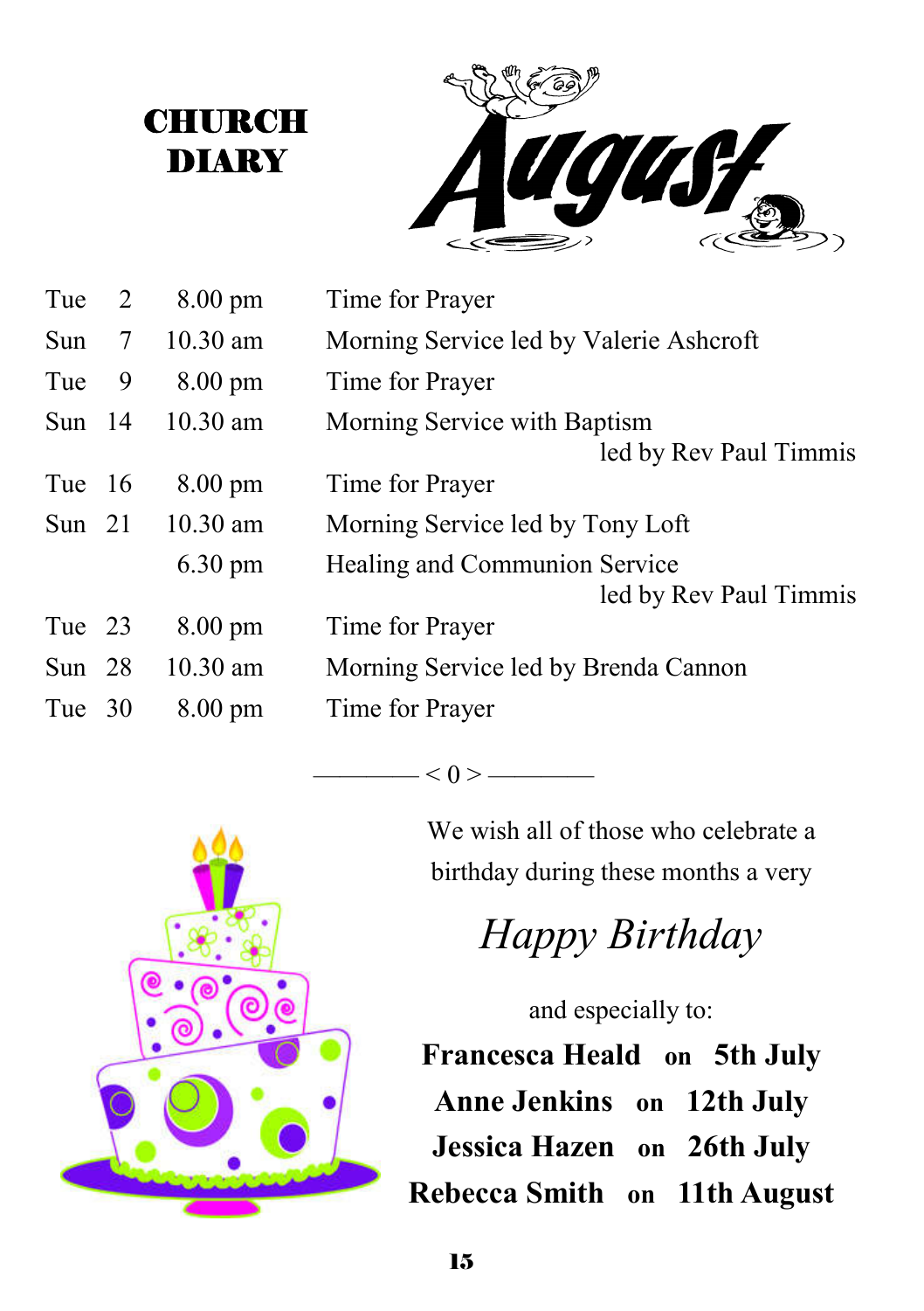# CHURCH DIARY

# August

| | | | |
|---|---|---|---|
| Tue | 2 | 8.00 pm | Time for Prayer |
| Sun | 7 | 10.30 am | Morning Service led by Valerie Ashcroft |
| Tue | 9 | 8.00 pm | Time for Prayer |
| Sun | 14 | 10.30 am | Morning Service with Baptism led by Rev Paul Timmis |
| Tue | 16 | 8.00 pm | Time for Prayer |
| Sun | 21 | 10.30 am | Morning Service led by Tony Loft |
| | | 6.30 pm | Healing and Communion Service led by Rev Paul Timmis |
| Tue | 23 | 8.00 pm | Time for Prayer |
| Sun | 28 | 10.30 am | Morning Service led by Brenda Cannon |
| Tue | 30 | 8.00 pm | Time for Prayer |

———— < 0 > ————

We wish all of those who celebrate a birthday during these months a very

*Happy Birthday*

and especially to:

**Francesca Heald on 5th July**

**Anne Jenkins on 12th July**

**Jessica Hazen on 26th July**

**Rebecca Smith on 11th August**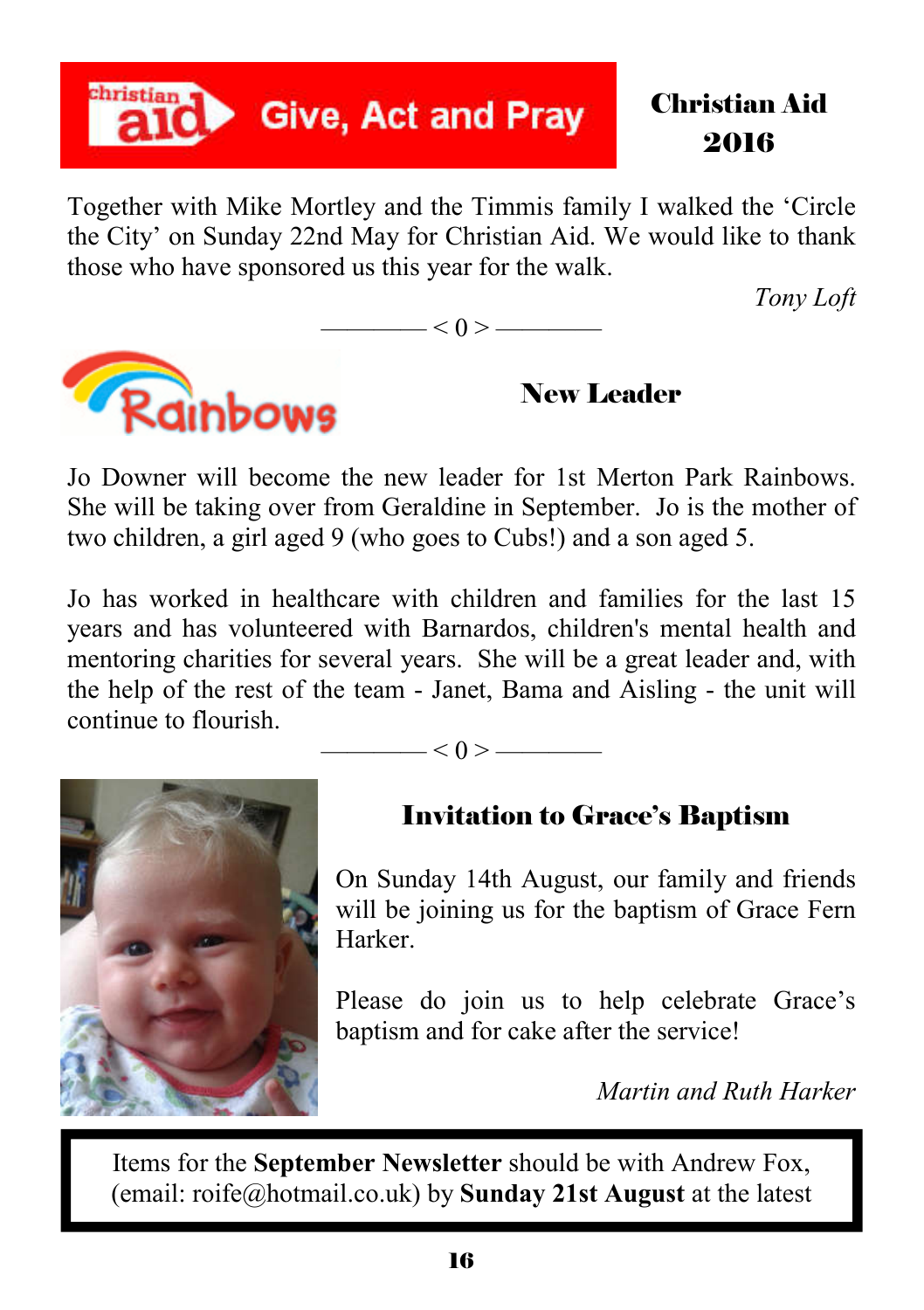**Give, Act and Pray**

## Christian Aid 2016

Together with Mike Mortley and the Timmis family I walked the 'Circle the City' on Sunday 22nd May for Christian Aid. We would like to thank those who have sponsored us this year for the walk.

*Tony Loft*

———— < 0 > ————

## New Leader

Jo Downer will become the new leader for 1st Merton Park Rainbows. She will be taking over from Geraldine in September. Jo is the mother of two children, a girl aged 9 (who goes to Cubs!) and a son aged 5.

Jo has worked in healthcare with children and families for the last 15 years and has volunteered with Barnardos, children's mental health and mentoring charities for several years. She will be a great leader and, with the help of the rest of the team - Janet, Bama and Aisling - the unit will continue to flourish.

———— < 0 > ————

## Invitation to Grace's Baptism

On Sunday 14th August, our family and friends will be joining us for the baptism of Grace Fern Harker.

Please do join us to help celebrate Grace's baptism and for cake after the service!

*Martin and Ruth Harker*

Items for the **September Newsletter** should be with Andrew Fox, (email: roife@hotmail.co.uk) by **Sunday 21st August** at the latest